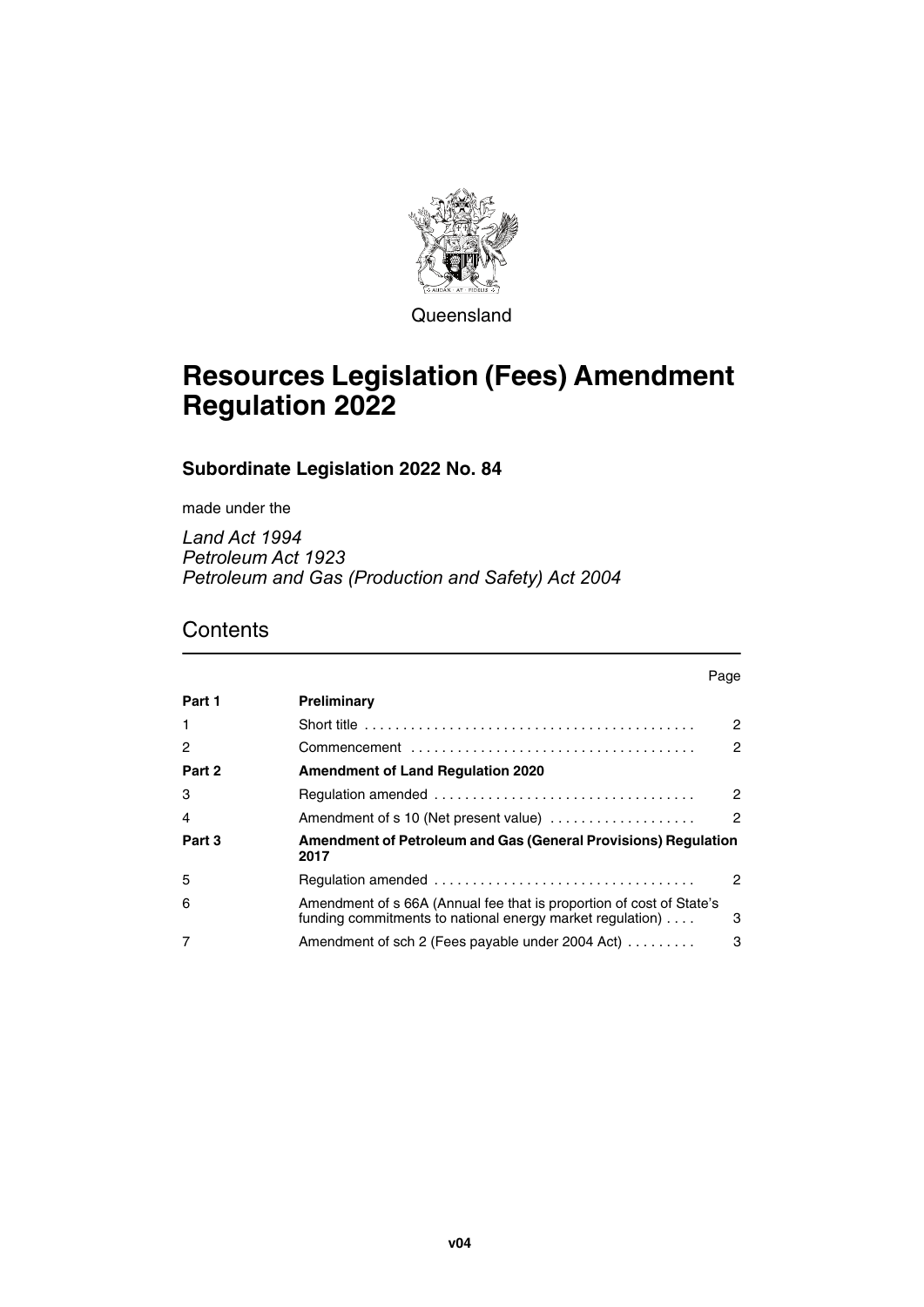Queensland

# Resources Legislation (Fees) Amendment Regulation 2022

## Subordinate Legislation 2022 No. 84

made under the

*Land Act 1994*
*Petroleum Act 1923*
*Petroleum and Gas (Production and Safety) Act 2004*

## Contents

| | | Page |
|---|---|---|
| **Part 1** | **Preliminary** | |
| 1 | Short title | 2 |
| 2 | Commencement | 2 |
| **Part 2** | **Amendment of Land Regulation 2020** | |
| 3 | Regulation amended | 2 |
| 4 | Amendment of s 10 (Net present value) | 2 |
| **Part 3** | **Amendment of Petroleum and Gas (General Provisions) Regulation 2017** | |
| 5 | Regulation amended | 2 |
| 6 | Amendment of s 66A (Annual fee that is proportion of cost of State's funding commitments to national energy market regulation) | 3 |
| 7 | Amendment of sch 2 (Fees payable under 2004 Act) | 3 |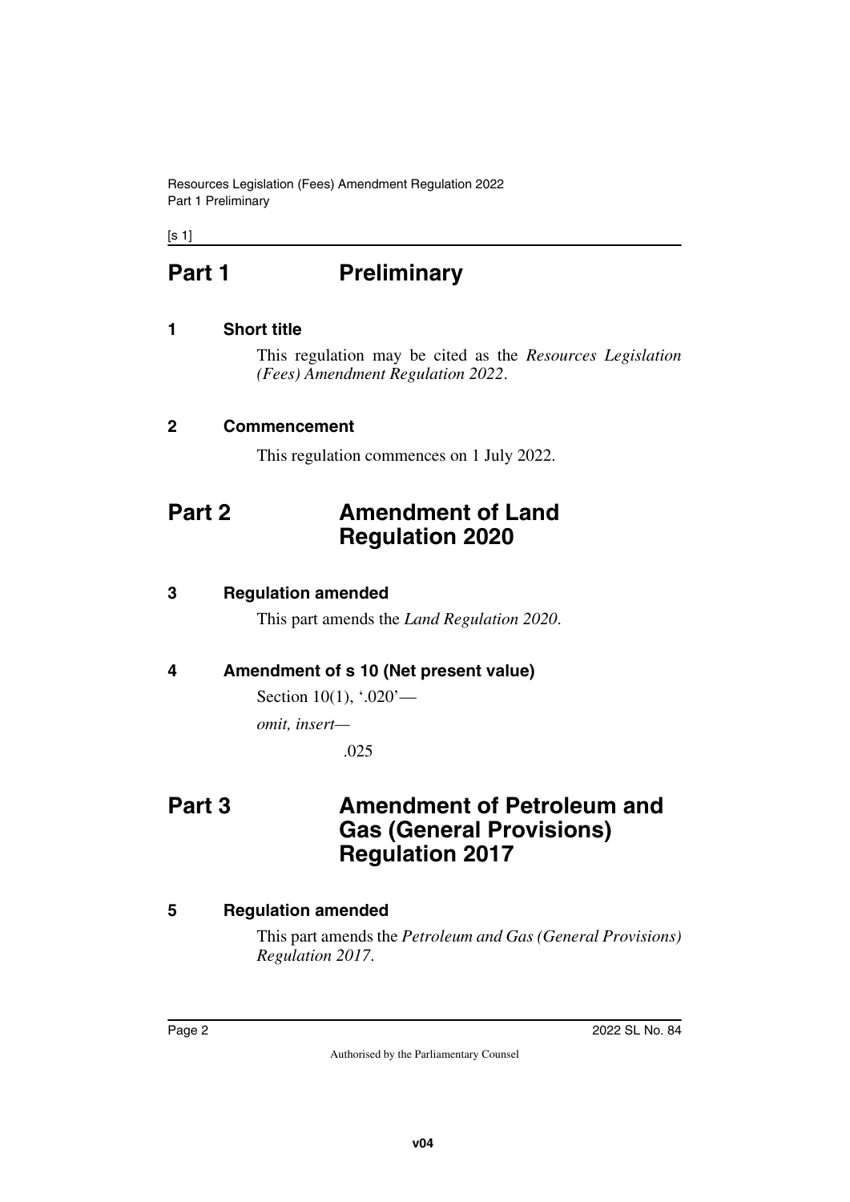# Part 1 Preliminary

## 1 Short title

This regulation may be cited as the *Resources Legislation (Fees) Amendment Regulation 2022*.

## 2 Commencement

This regulation commences on 1 July 2022.

# Part 2 Amendment of Land Regulation 2020

## 3 Regulation amended

This part amends the *Land Regulation 2020*.

## 4 Amendment of s 10 (Net present value)

Section 10(1), '.020'—

*omit, insert—*

.025

# Part 3 Amendment of Petroleum and Gas (General Provisions) Regulation 2017

## 5 Regulation amended

This part amends the *Petroleum and Gas (General Provisions) Regulation 2017*.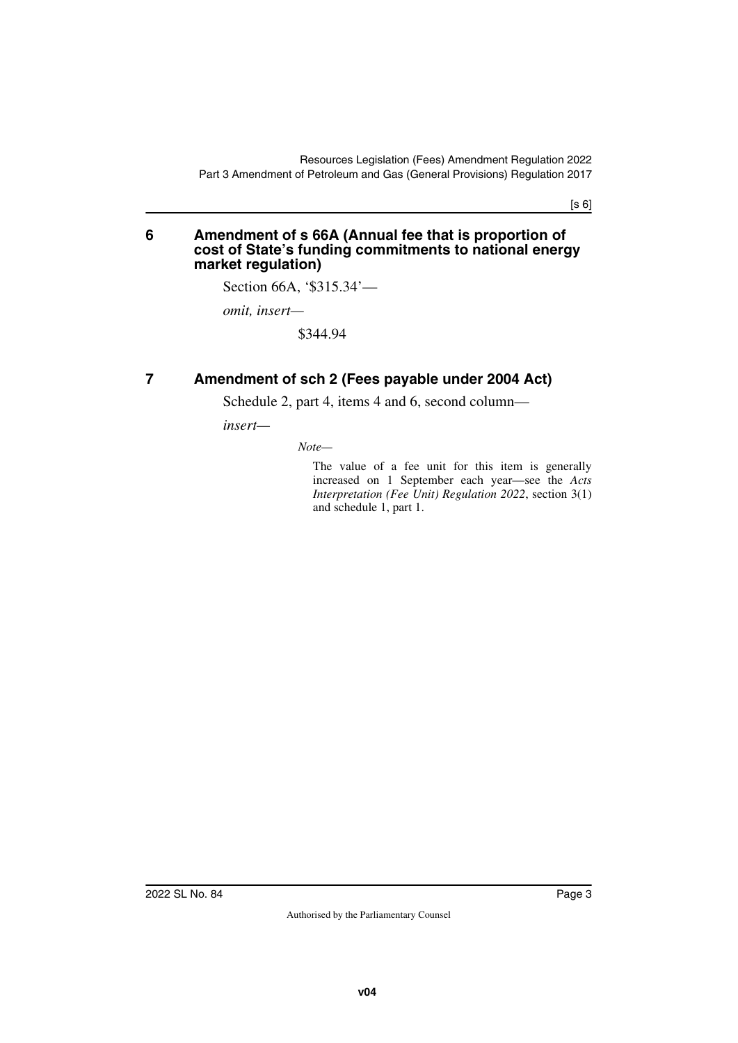## 6 Amendment of s 66A (Annual fee that is proportion of cost of State's funding commitments to national energy market regulation)

Section 66A, '$315.34'—

*omit, insert—*

$344.94

## 7 Amendment of sch 2 (Fees payable under 2004 Act)

Schedule 2, part 4, items 4 and 6, second column—

*insert—*

*Note—*

The value of a fee unit for this item is generally increased on 1 September each year—see the *Acts Interpretation (Fee Unit) Regulation 2022*, section 3(1) and schedule 1, part 1.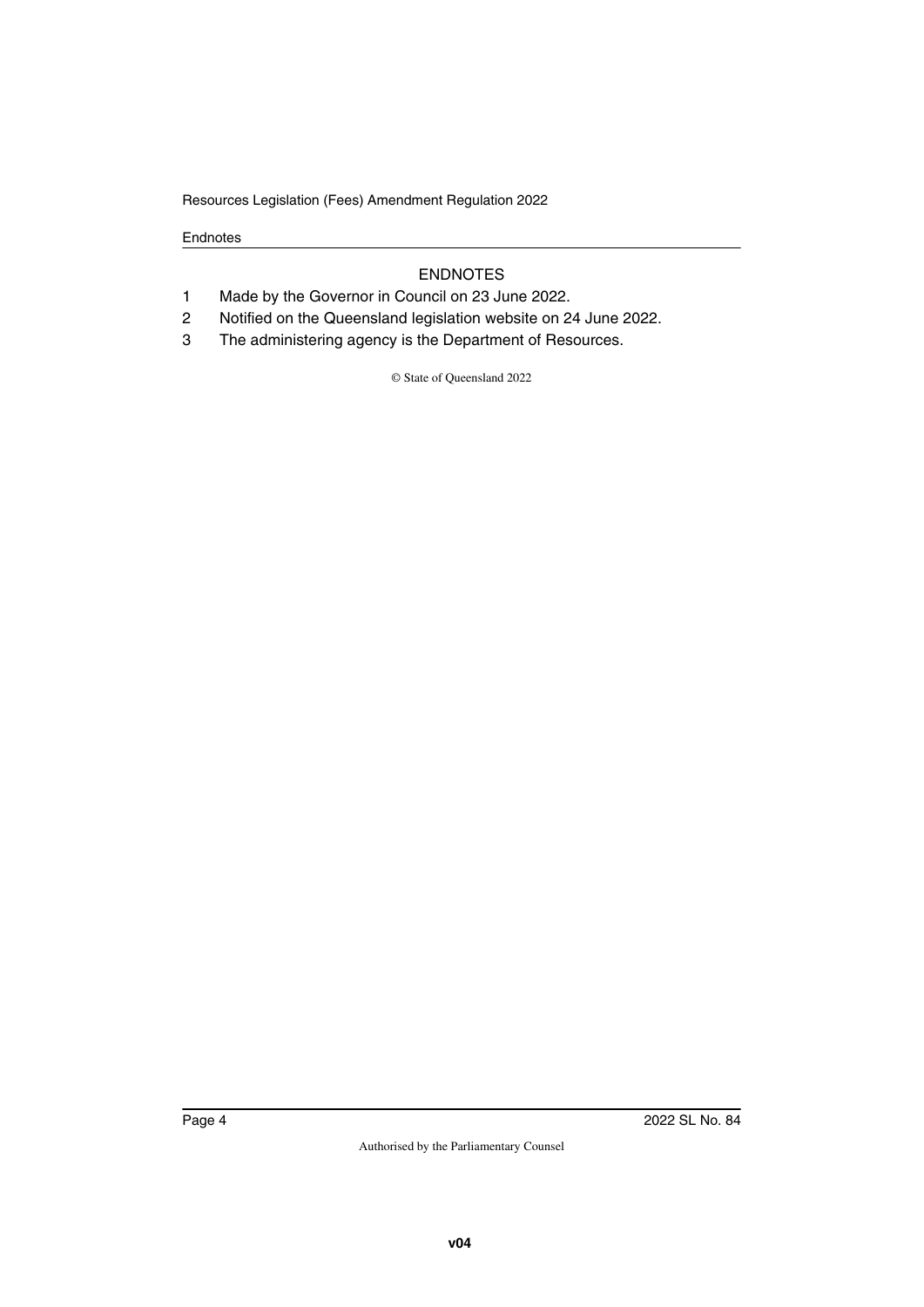# ENDNOTES

1 Made by the Governor in Council on 23 June 2022.

2 Notified on the Queensland legislation website on 24 June 2022.

3 The administering agency is the Department of Resources.

© State of Queensland 2022